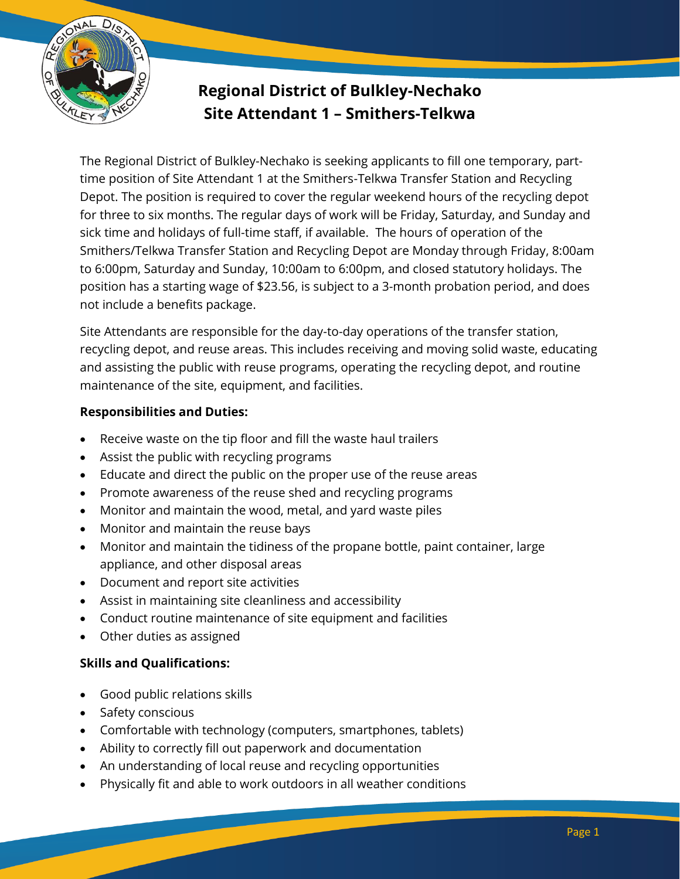# Regional District of Bulkley-Nechako
## Site Attendant 1 – Smithers-Telkwa

The Regional District of Bulkley-Nechako is seeking applicants to fill one temporary, part-time position of Site Attendant 1 at the Smithers-Telkwa Transfer Station and Recycling Depot. The position is required to cover the regular weekend hours of the recycling depot for three to six months. The regular days of work will be Friday, Saturday, and Sunday and sick time and holidays of full-time staff, if available. The hours of operation of the Smithers/Telkwa Transfer Station and Recycling Depot are Monday through Friday, 8:00am to 6:00pm, Saturday and Sunday, 10:00am to 6:00pm, and closed statutory holidays. The position has a starting wage of $23.56, is subject to a 3-month probation period, and does not include a benefits package.

Site Attendants are responsible for the day-to-day operations of the transfer station, recycling depot, and reuse areas. This includes receiving and moving solid waste, educating and assisting the public with reuse programs, operating the recycling depot, and routine maintenance of the site, equipment, and facilities.

**Responsibilities and Duties:**

- Receive waste on the tip floor and fill the waste haul trailers
- Assist the public with recycling programs
- Educate and direct the public on the proper use of the reuse areas
- Promote awareness of the reuse shed and recycling programs
- Monitor and maintain the wood, metal, and yard waste piles
- Monitor and maintain the reuse bays
- Monitor and maintain the tidiness of the propane bottle, paint container, large appliance, and other disposal areas
- Document and report site activities
- Assist in maintaining site cleanliness and accessibility
- Conduct routine maintenance of site equipment and facilities
- Other duties as assigned

**Skills and Qualifications:**

- Good public relations skills
- Safety conscious
- Comfortable with technology (computers, smartphones, tablets)
- Ability to correctly fill out paperwork and documentation
- An understanding of local reuse and recycling opportunities
- Physically fit and able to work outdoors in all weather conditions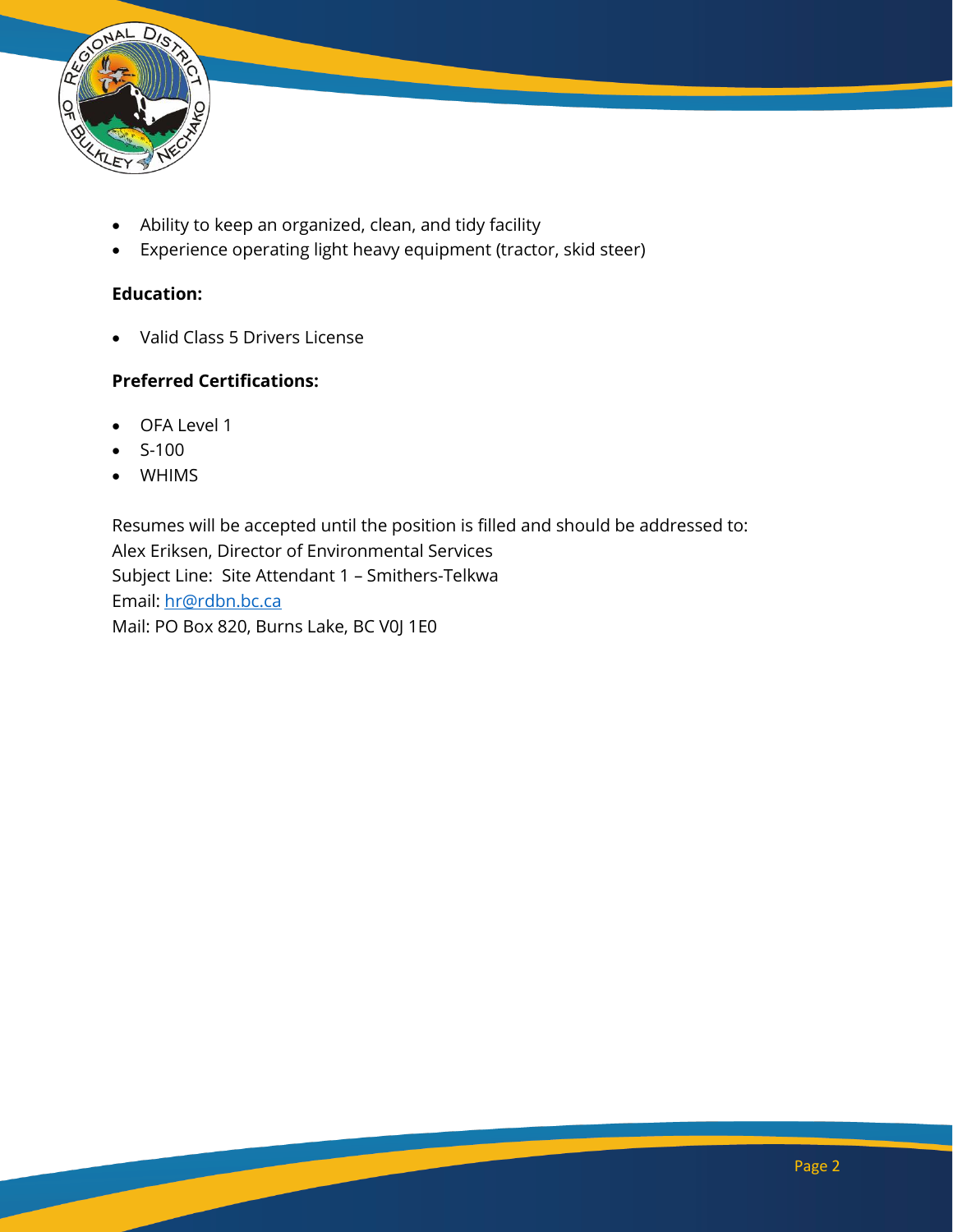- Ability to keep an organized, clean, and tidy facility
- Experience operating light heavy equipment (tractor, skid steer)

**Education:**

- Valid Class 5 Drivers License

**Preferred Certifications:**

- OFA Level 1
- S-100
- WHIMS

Resumes will be accepted until the position is filled and should be addressed to:
Alex Eriksen, Director of Environmental Services
Subject Line: Site Attendant 1 – Smithers-Telkwa
Email: hr@rdbn.bc.ca
Mail: PO Box 820, Burns Lake, BC V0J 1E0